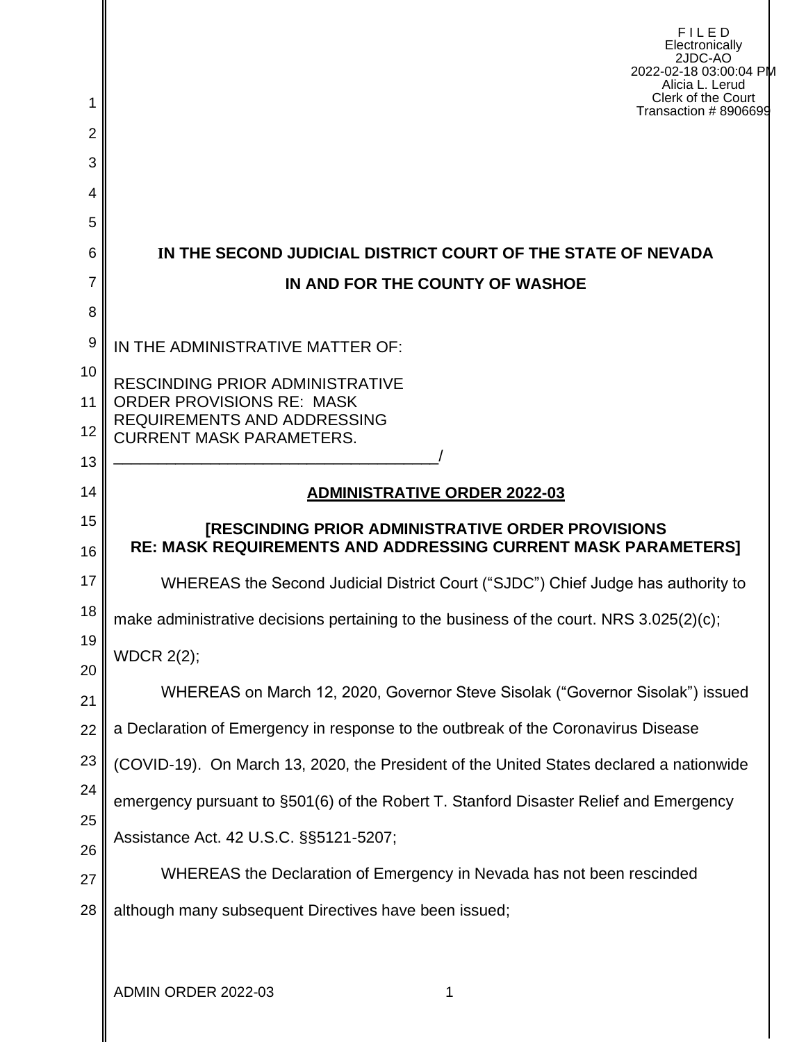FILED
Electronically
2JDC-AO
2022-02-18 03:00:04 PM
Alicia L. Lerud
Clerk of the Court
Transaction # 8906699

**IN THE SECOND JUDICIAL DISTRICT COURT OF THE STATE OF NEVADA**

**IN AND FOR THE COUNTY OF WASHOE**

IN THE ADMINISTRATIVE MATTER OF:

RESCINDING PRIOR ADMINISTRATIVE ORDER PROVISIONS RE: MASK REQUIREMENTS AND ADDRESSING CURRENT MASK PARAMETERS.
_____________________________________/

**ADMINISTRATIVE ORDER 2022-03**

**[RESCINDING PRIOR ADMINISTRATIVE ORDER PROVISIONS RE: MASK REQUIREMENTS AND ADDRESSING CURRENT MASK PARAMETERS]**

WHEREAS the Second Judicial District Court ("SJDC") Chief Judge has authority to make administrative decisions pertaining to the business of the court. NRS 3.025(2)(c); WDCR 2(2);

WHEREAS on March 12, 2020, Governor Steve Sisolak ("Governor Sisolak") issued a Declaration of Emergency in response to the outbreak of the Coronavirus Disease (COVID-19). On March 13, 2020, the President of the United States declared a nationwide emergency pursuant to §501(6) of the Robert T. Stanford Disaster Relief and Emergency Assistance Act. 42 U.S.C. §§5121-5207;

WHEREAS the Declaration of Emergency in Nevada has not been rescinded although many subsequent Directives have been issued;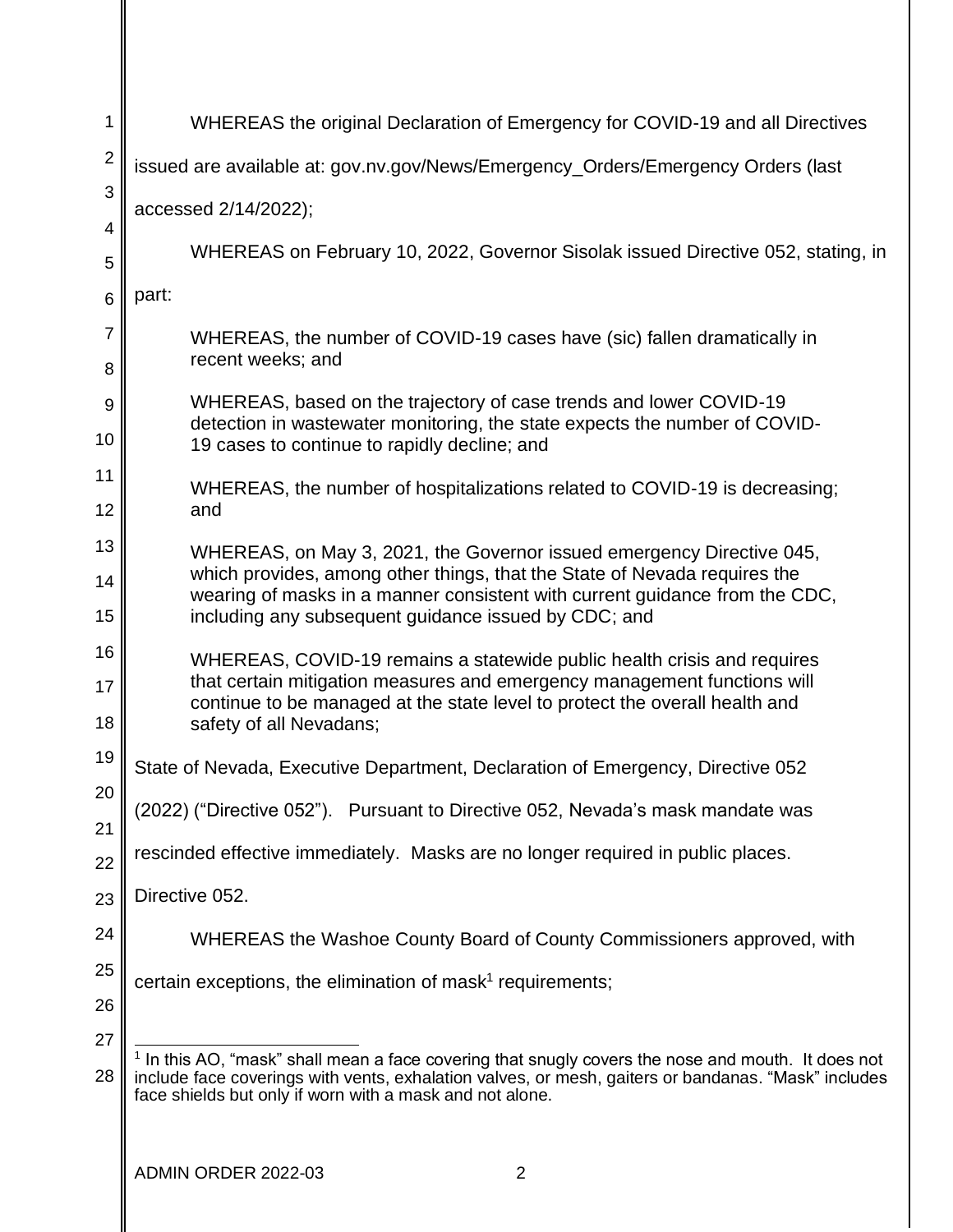WHEREAS the original Declaration of Emergency for COVID-19 and all Directives issued are available at: gov.nv.gov/News/Emergency_Orders/Emergency Orders (last accessed 2/14/2022);

WHEREAS on February 10, 2022, Governor Sisolak issued Directive 052, stating, in part:

> WHEREAS, the number of COVID-19 cases have (sic) fallen dramatically in recent weeks; and
>
> WHEREAS, based on the trajectory of case trends and lower COVID-19 detection in wastewater monitoring, the state expects the number of COVID-19 cases to continue to rapidly decline; and
>
> WHEREAS, the number of hospitalizations related to COVID-19 is decreasing; and
>
> WHEREAS, on May 3, 2021, the Governor issued emergency Directive 045, which provides, among other things, that the State of Nevada requires the wearing of masks in a manner consistent with current guidance from the CDC, including any subsequent guidance issued by CDC; and
>
> WHEREAS, COVID-19 remains a statewide public health crisis and requires that certain mitigation measures and emergency management functions will continue to be managed at the state level to protect the overall health and safety of all Nevadans;

State of Nevada, Executive Department, Declaration of Emergency, Directive 052 (2022) ("Directive 052"). Pursuant to Directive 052, Nevada's mask mandate was rescinded effective immediately. Masks are no longer required in public places. Directive 052.

WHEREAS the Washoe County Board of County Commissioners approved, with certain exceptions, the elimination of mask[1] requirements;

---

[1] In this AO, "mask" shall mean a face covering that snugly covers the nose and mouth. It does not include face coverings with vents, exhalation valves, or mesh, gaiters or bandanas. "Mask" includes face shields but only if worn with a mask and not alone.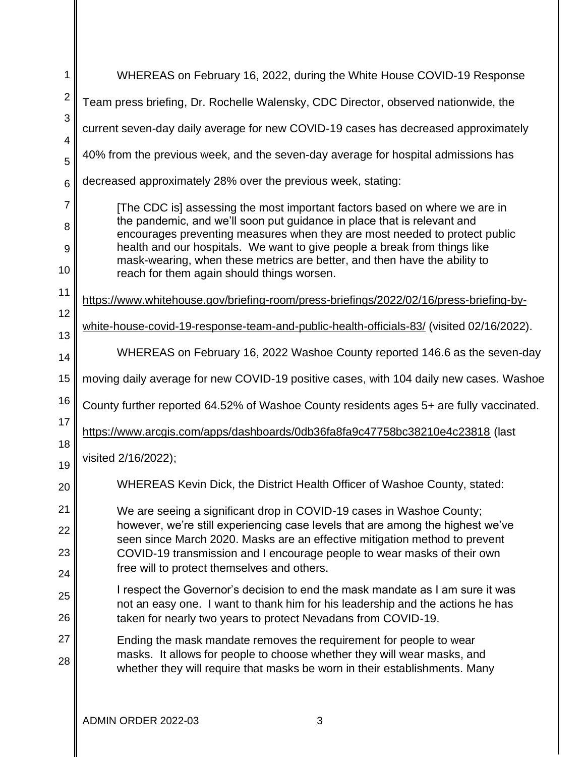WHEREAS on February 16, 2022, during the White House COVID-19 Response Team press briefing, Dr. Rochelle Walensky, CDC Director, observed nationwide, the current seven-day daily average for new COVID-19 cases has decreased approximately 40% from the previous week, and the seven-day average for hospital admissions has decreased approximately 28% over the previous week, stating:

> [The CDC is] assessing the most important factors based on where we are in the pandemic, and we'll soon put guidance in place that is relevant and encourages preventing measures when they are most needed to protect public health and our hospitals. We want to give people a break from things like mask-wearing, when these metrics are better, and then have the ability to reach for them again should things worsen.

https://www.whitehouse.gov/briefing-room/press-briefings/2022/02/16/press-briefing-by-white-house-covid-19-response-team-and-public-health-officials-83/ (visited 02/16/2022).

WHEREAS on February 16, 2022 Washoe County reported 146.6 as the seven-day moving daily average for new COVID-19 positive cases, with 104 daily new cases. Washoe County further reported 64.52% of Washoe County residents ages 5+ are fully vaccinated. https://www.arcgis.com/apps/dashboards/0db36fa8fa9c47758bc38210e4c23818 (last visited 2/16/2022);

WHEREAS Kevin Dick, the District Health Officer of Washoe County, stated:

> We are seeing a significant drop in COVID-19 cases in Washoe County; however, we're still experiencing case levels that are among the highest we've seen since March 2020. Masks are an effective mitigation method to prevent COVID-19 transmission and I encourage people to wear masks of their own free will to protect themselves and others.
>
> I respect the Governor's decision to end the mask mandate as I am sure it was not an easy one. I want to thank him for his leadership and the actions he has taken for nearly two years to protect Nevadans from COVID-19.
>
> Ending the mask mandate removes the requirement for people to wear masks. It allows for people to choose whether they will wear masks, and whether they will require that masks be worn in their establishments. Many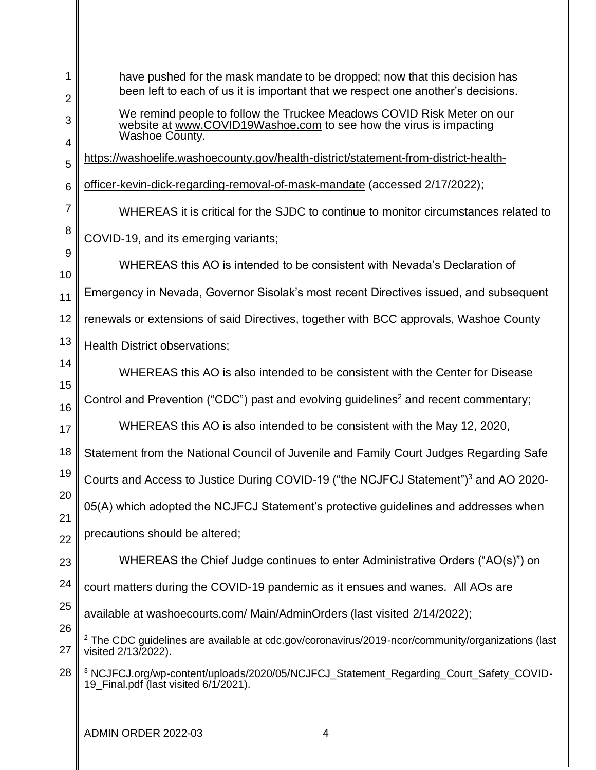have pushed for the mask mandate to be dropped; now that this decision has been left to each of us it is important that we respect one another's decisions.

We remind people to follow the Truckee Meadows COVID Risk Meter on our website at www.COVID19Washoe.com to see how the virus is impacting Washoe County.

https://washoelife.washoecounty.gov/health-district/statement-from-district-health-officer-kevin-dick-regarding-removal-of-mask-mandate (accessed 2/17/2022);

WHEREAS it is critical for the SJDC to continue to monitor circumstances related to COVID-19, and its emerging variants;

WHEREAS this AO is intended to be consistent with Nevada's Declaration of Emergency in Nevada, Governor Sisolak's most recent Directives issued, and subsequent renewals or extensions of said Directives, together with BCC approvals, Washoe County Health District observations;

WHEREAS this AO is also intended to be consistent with the Center for Disease Control and Prevention ("CDC") past and evolving guidelines[2] and recent commentary;

WHEREAS this AO is also intended to be consistent with the May 12, 2020, Statement from the National Council of Juvenile and Family Court Judges Regarding Safe Courts and Access to Justice During COVID-19 ("the NCJFCJ Statement")[3] and AO 2020-05(A) which adopted the NCJFCJ Statement's protective guidelines and addresses when precautions should be altered;

WHEREAS the Chief Judge continues to enter Administrative Orders ("AO(s)") on court matters during the COVID-19 pandemic as it ensues and wanes. All AOs are available at washoecourts.com/ Main/AdminOrders (last visited 2/14/2022);

---

[2] The CDC guidelines are available at cdc.gov/coronavirus/2019-ncor/community/organizations (last visited 2/13/2022).

[3] NCJFCJ.org/wp-content/uploads/2020/05/NCJFCJ_Statement_Regarding_Court_Safety_COVID-19_Final.pdf (last visited 6/1/2021).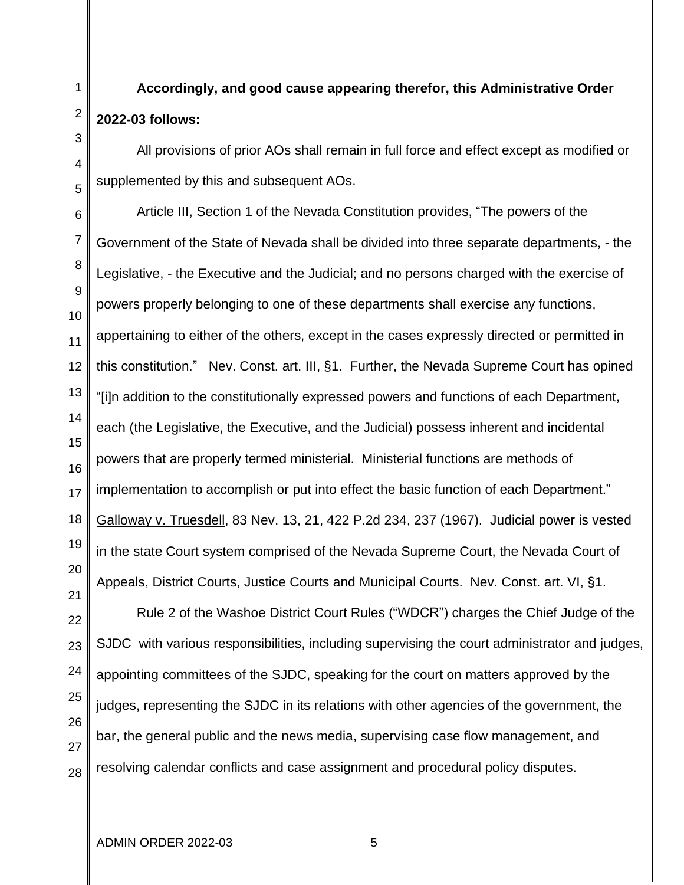**Accordingly, and good cause appearing therefor, this Administrative Order 2022-03 follows:**

All provisions of prior AOs shall remain in full force and effect except as modified or supplemented by this and subsequent AOs.

Article III, Section 1 of the Nevada Constitution provides, "The powers of the Government of the State of Nevada shall be divided into three separate departments, - the Legislative, - the Executive and the Judicial; and no persons charged with the exercise of powers properly belonging to one of these departments shall exercise any functions, appertaining to either of the others, except in the cases expressly directed or permitted in this constitution." Nev. Const. art. III, §1. Further, the Nevada Supreme Court has opined "[i]n addition to the constitutionally expressed powers and functions of each Department, each (the Legislative, the Executive, and the Judicial) possess inherent and incidental powers that are properly termed ministerial. Ministerial functions are methods of implementation to accomplish or put into effect the basic function of each Department." Galloway v. Truesdell, 83 Nev. 13, 21, 422 P.2d 234, 237 (1967). Judicial power is vested in the state Court system comprised of the Nevada Supreme Court, the Nevada Court of Appeals, District Courts, Justice Courts and Municipal Courts. Nev. Const. art. VI, §1.

Rule 2 of the Washoe District Court Rules ("WDCR") charges the Chief Judge of the SJDC with various responsibilities, including supervising the court administrator and judges, appointing committees of the SJDC, speaking for the court on matters approved by the judges, representing the SJDC in its relations with other agencies of the government, the bar, the general public and the news media, supervising case flow management, and resolving calendar conflicts and case assignment and procedural policy disputes.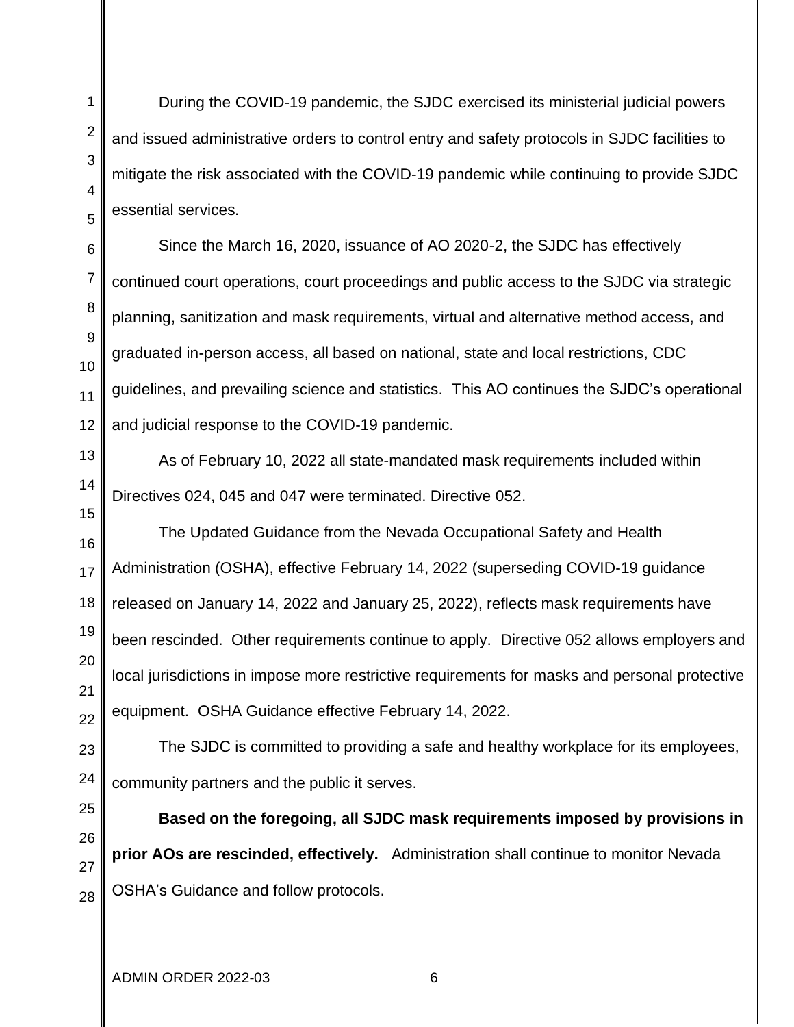During the COVID-19 pandemic, the SJDC exercised its ministerial judicial powers and issued administrative orders to control entry and safety protocols in SJDC facilities to mitigate the risk associated with the COVID-19 pandemic while continuing to provide SJDC essential services.

Since the March 16, 2020, issuance of AO 2020-2, the SJDC has effectively continued court operations, court proceedings and public access to the SJDC via strategic planning, sanitization and mask requirements, virtual and alternative method access, and graduated in-person access, all based on national, state and local restrictions, CDC guidelines, and prevailing science and statistics. This AO continues the SJDC's operational and judicial response to the COVID-19 pandemic.

As of February 10, 2022 all state-mandated mask requirements included within Directives 024, 045 and 047 were terminated. Directive 052.

The Updated Guidance from the Nevada Occupational Safety and Health Administration (OSHA), effective February 14, 2022 (superseding COVID-19 guidance released on January 14, 2022 and January 25, 2022), reflects mask requirements have been rescinded. Other requirements continue to apply. Directive 052 allows employers and local jurisdictions in impose more restrictive requirements for masks and personal protective equipment. OSHA Guidance effective February 14, 2022.

The SJDC is committed to providing a safe and healthy workplace for its employees, community partners and the public it serves.

**Based on the foregoing, all SJDC mask requirements imposed by provisions in prior AOs are rescinded, effectively.** Administration shall continue to monitor Nevada OSHA's Guidance and follow protocols.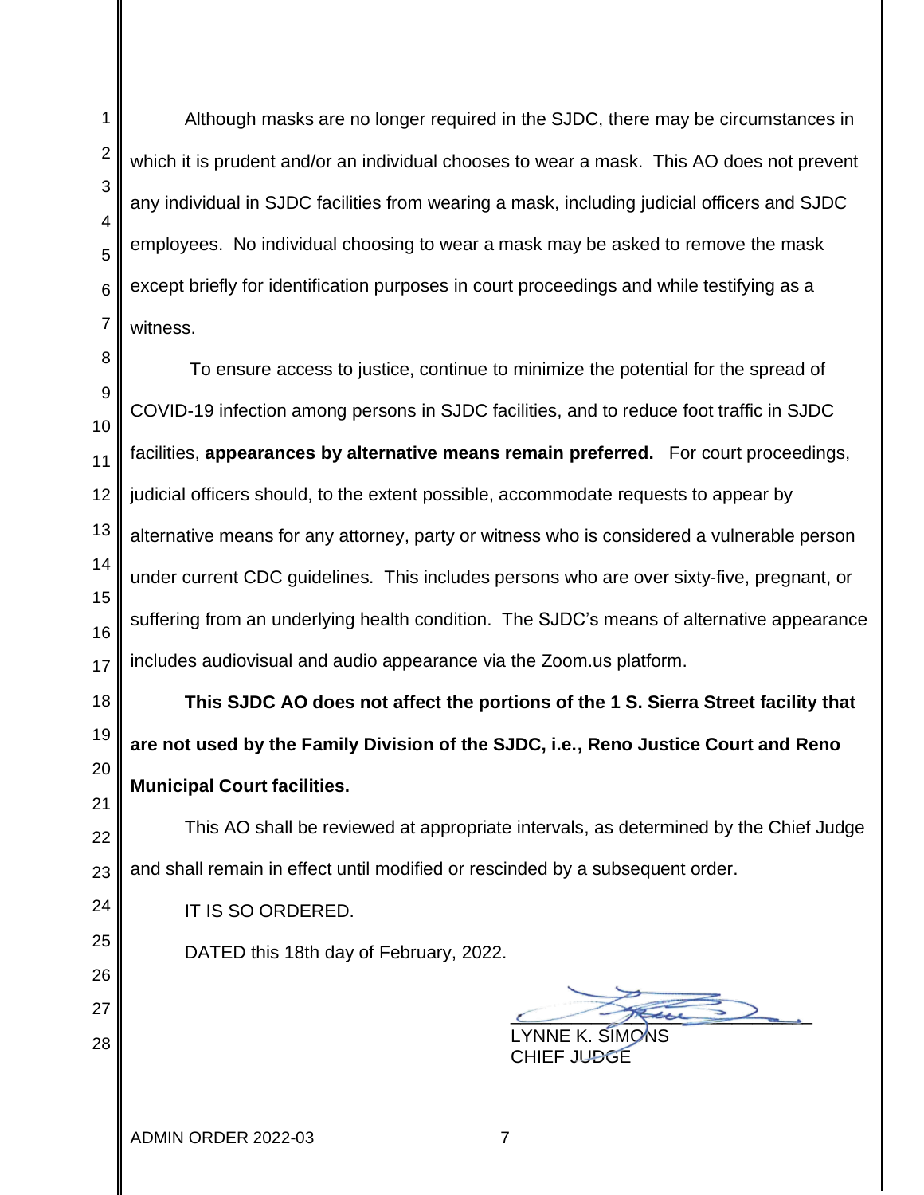Although masks are no longer required in the SJDC, there may be circumstances in which it is prudent and/or an individual chooses to wear a mask. This AO does not prevent any individual in SJDC facilities from wearing a mask, including judicial officers and SJDC employees. No individual choosing to wear a mask may be asked to remove the mask except briefly for identification purposes in court proceedings and while testifying as a witness.

To ensure access to justice, continue to minimize the potential for the spread of COVID-19 infection among persons in SJDC facilities, and to reduce foot traffic in SJDC facilities, **appearances by alternative means remain preferred.** For court proceedings, judicial officers should, to the extent possible, accommodate requests to appear by alternative means for any attorney, party or witness who is considered a vulnerable person under current CDC guidelines. This includes persons who are over sixty-five, pregnant, or suffering from an underlying health condition. The SJDC's means of alternative appearance includes audiovisual and audio appearance via the Zoom.us platform.

**This SJDC AO does not affect the portions of the 1 S. Sierra Street facility that are not used by the Family Division of the SJDC, i.e., Reno Justice Court and Reno Municipal Court facilities.**

This AO shall be reviewed at appropriate intervals, as determined by the Chief Judge and shall remain in effect until modified or rescinded by a subsequent order.

IT IS SO ORDERED.

DATED this 18th day of February, 2022.

LYNNE K. SIMONS
CHIEF JUDGE

ADMIN ORDER 2022-03